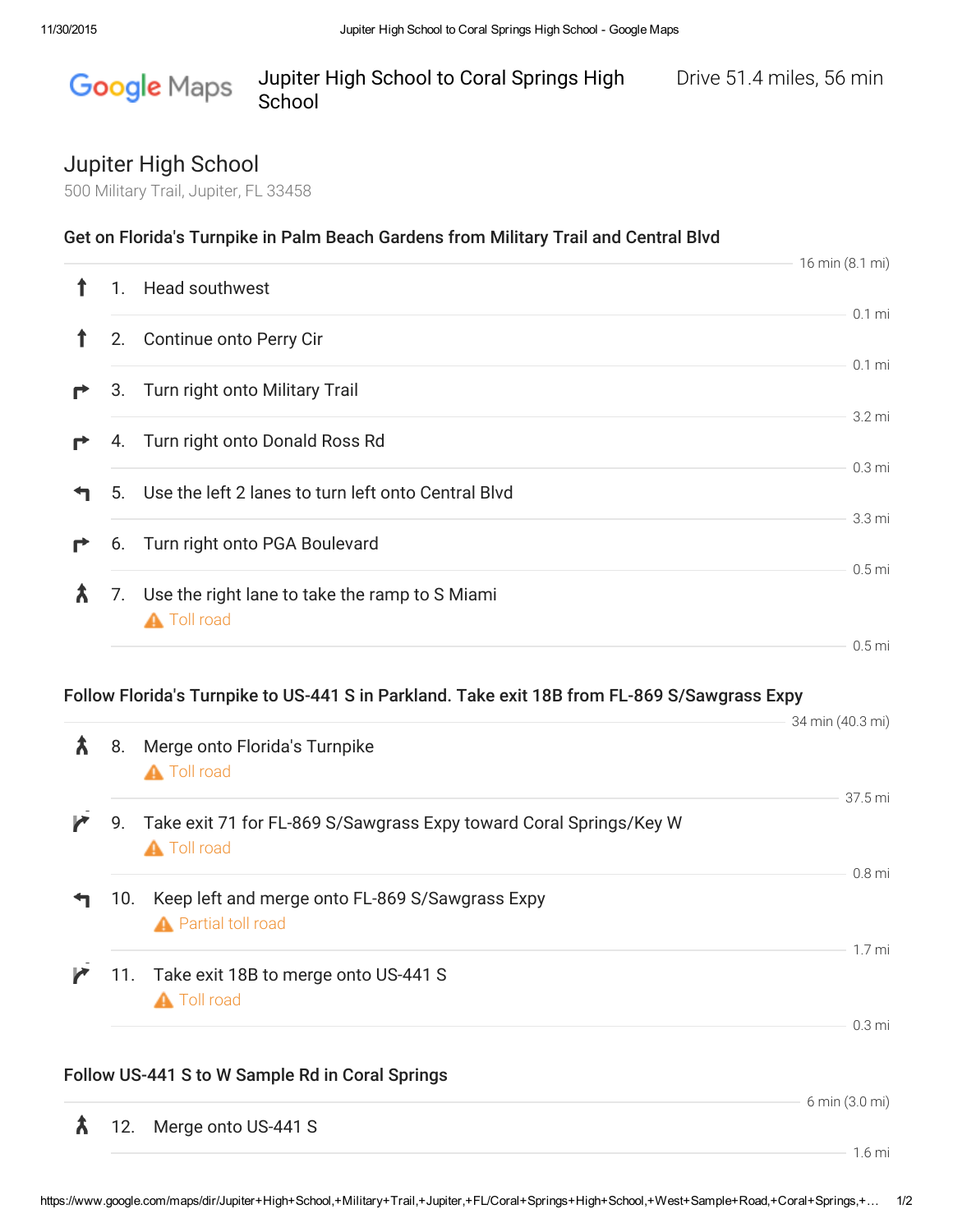# Jupiter High School to Coral Springs High School

Drive 51.4 miles, 56 min

## Jupiter High School

500 Military Trail, Jupiter, FL 33458

### Get on Florida's Turnpike in Palm Beach Gardens from Military Trail and Central Blvd

16 min (8.1 mi)

1. Head southwest

   0.1 mi

2. Continue onto Perry Cir

   0.1 mi

3. Turn right onto Military Trail

   3.2 mi

4. Turn right onto Donald Ross Rd

   0.3 mi

5. Use the left 2 lanes to turn left onto Central Blvd

   3.3 mi

6. Turn right onto PGA Boulevard

   0.5 mi

7. Use the right lane to take the ramp to S Miami

   ⚠ Toll road

   0.5 mi

### Follow Florida's Turnpike to US-441 S in Parkland. Take exit 18B from FL-869 S/Sawgrass Expy

34 min (40.3 mi)

8. Merge onto Florida's Turnpike

   ⚠ Toll road

   37.5 mi

9. Take exit 71 for FL-869 S/Sawgrass Expy toward Coral Springs/Key W

   ⚠ Toll road

   0.8 mi

10. Keep left and merge onto FL-869 S/Sawgrass Expy

    ⚠ Partial toll road

    1.7 mi

11. Take exit 18B to merge onto US-441 S

    ⚠ Toll road

    0.3 mi

### Follow US-441 S to W Sample Rd in Coral Springs

6 min (3.0 mi)

12. Merge onto US-441 S

    1.6 mi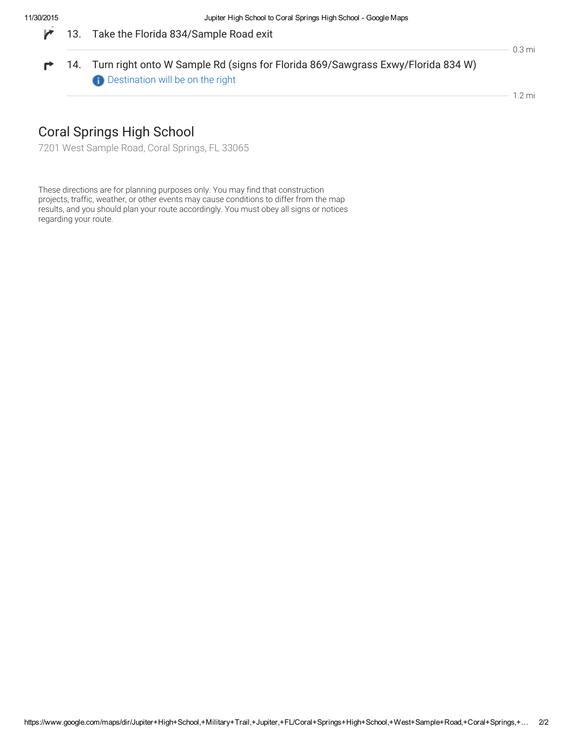13. Take the Florida 834/Sample Road exit

0.3 mi

14. Turn right onto W Sample Rd (signs for Florida 869/Sawgrass Exwy/Florida 834 W)
    Destination will be on the right

1.2 mi

## Coral Springs High School

7201 West Sample Road, Coral Springs, FL 33065

These directions are for planning purposes only. You may find that construction projects, traffic, weather, or other events may cause conditions to differ from the map results, and you should plan your route accordingly. You must obey all signs or notices regarding your route.